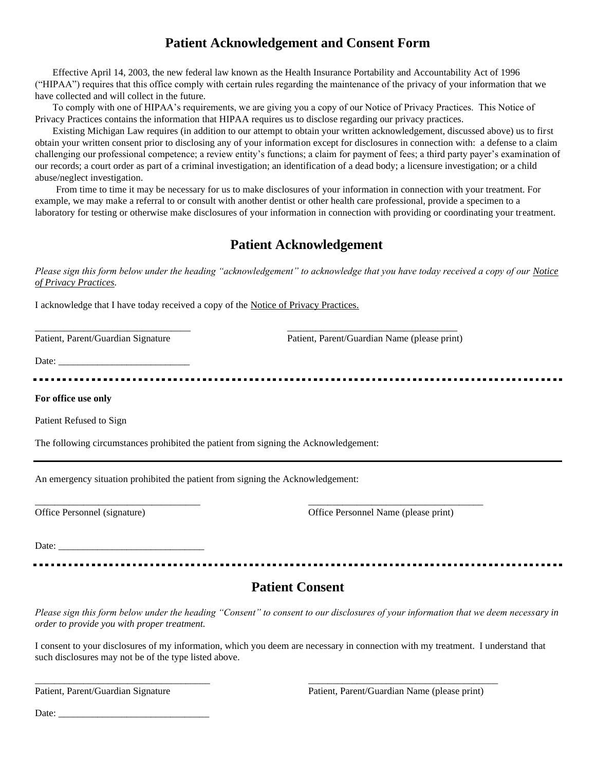# Patient Acknowledgement and Consent Form

Effective April 14, 2003, the new federal law known as the Health Insurance Portability and Accountability Act of 1996 ("HIPAA") requires that this office comply with certain rules regarding the maintenance of the privacy of your information that we have collected and will collect in the future.

To comply with one of HIPAA's requirements, we are giving you a copy of our Notice of Privacy Practices. This Notice of Privacy Practices contains the information that HIPAA requires us to disclose regarding our privacy practices.

Existing Michigan Law requires (in addition to our attempt to obtain your written acknowledgement, discussed above) us to first obtain your written consent prior to disclosing any of your information except for disclosures in connection with: a defense to a claim challenging our professional competence; a review entity's functions; a claim for payment of fees; a third party payer's examination of our records; a court order as part of a criminal investigation; an identification of a dead body; a licensure investigation; or a child abuse/neglect investigation.

From time to time it may be necessary for us to make disclosures of your information in connection with your treatment. For example, we may make a referral to or consult with another dentist or other health care professional, provide a specimen to a laboratory for testing or otherwise make disclosures of your information in connection with providing or coordinating your treatment.

## Patient Acknowledgement

*Please sign this form below under the heading "acknowledgement" to acknowledge that you have today received a copy of our Notice of Privacy Practices.*

I acknowledge that I have today received a copy of the Notice of Privacy Practices.

_______________________________ _________________________________

Patient, Parent/Guardian Signature Patient, Parent/Guardian Name (please print)

Date: ___________________________

---

**For office use only**

Patient Refused to Sign

The following circumstances prohibited the patient from signing the Acknowledgement:

---

An emergency situation prohibited the patient from signing the Acknowledgement:

_________________________________ ___________________________________

Office Personnel (signature) Office Personnel Name (please print)

Date: ______________________________

---

## Patient Consent

*Please sign this form below under the heading "Consent" to consent to our disclosures of your information that we deem necessary in order to provide you with proper treatment.*

I consent to your disclosures of my information, which you deem are necessary in connection with my treatment. I understand that such disclosures may not be of the type listed above.

___________________________________ ______________________________________

Patient, Parent/Guardian Signature Patient, Parent/Guardian Name (please print)

Date: _______________________________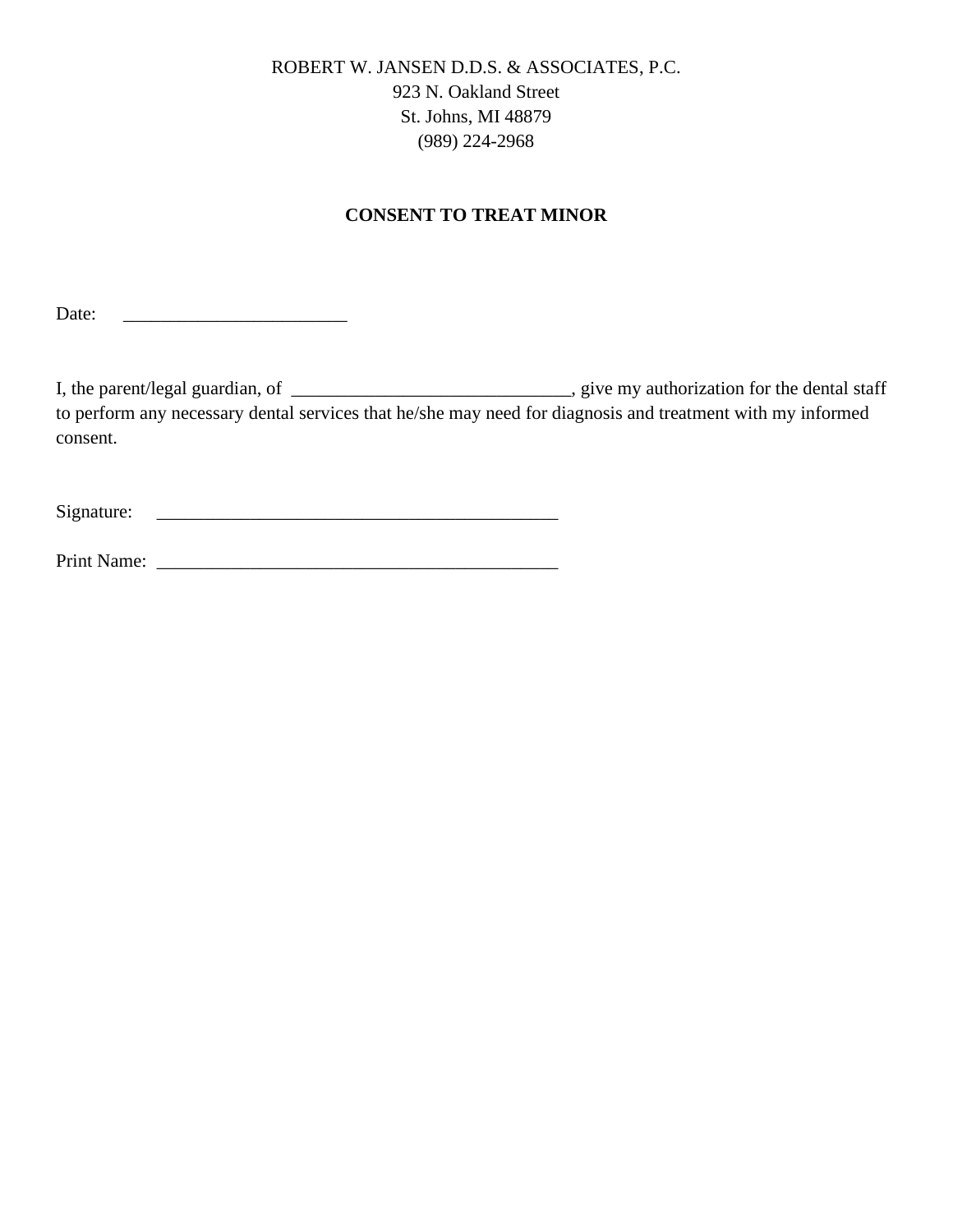ROBERT W. JANSEN D.D.S. & ASSOCIATES, P.C.
923 N. Oakland Street
St. Johns, MI 48879
(989) 224-2968

**CONSENT TO TREAT MINOR**

Date: ________________________

I, the parent/legal guardian, of ______________________________, give my authorization for the dental staff to perform any necessary dental services that he/she may need for diagnosis and treatment with my informed consent.

Signature: ____________________________________________

Print Name: ____________________________________________